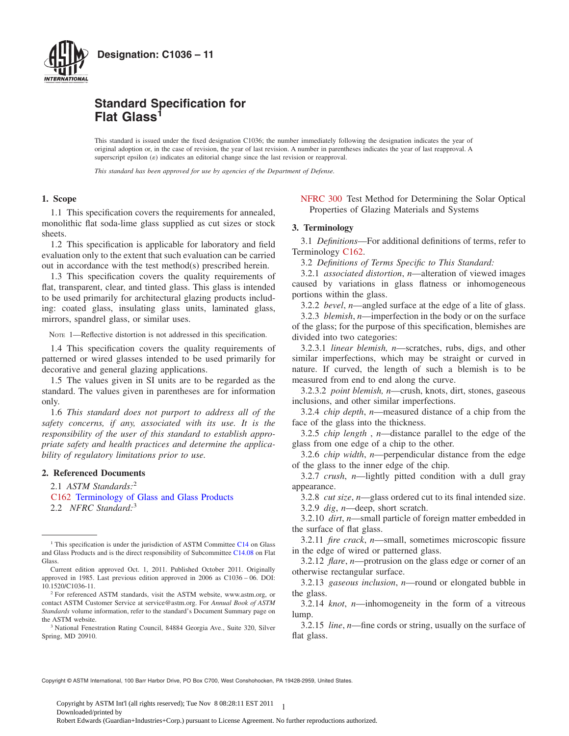**Designation: C1036 – 11**

# Standard Specification for Flat Glass[1]

This standard is issued under the fixed designation C1036; the number immediately following the designation indicates the year of original adoption or, in the case of revision, the year of last revision. A number in parentheses indicates the year of last reapproval. A superscript epsilon (ε) indicates an editorial change since the last revision or reapproval.

*This standard has been approved for use by agencies of the Department of Defense.*

## 1. Scope

1.1 This specification covers the requirements for annealed, monolithic flat soda-lime glass supplied as cut sizes or stock sheets.

1.2 This specification is applicable for laboratory and field evaluation only to the extent that such evaluation can be carried out in accordance with the test method(s) prescribed herein.

1.3 This specification covers the quality requirements of flat, transparent, clear, and tinted glass. This glass is intended to be used primarily for architectural glazing products including: coated glass, insulating glass units, laminated glass, mirrors, spandrel glass, or similar uses.

NOTE 1—Reflective distortion is not addressed in this specification.

1.4 This specification covers the quality requirements of patterned or wired glasses intended to be used primarily for decorative and general glazing applications.

1.5 The values given in SI units are to be regarded as the standard. The values given in parentheses are for information only.

1.6 *This standard does not purport to address all of the safety concerns, if any, associated with its use. It is the responsibility of the user of this standard to establish appropriate safety and health practices and determine the applicability of regulatory limitations prior to use.*

## 2. Referenced Documents

2.1 *ASTM Standards:*[2]

C162 Terminology of Glass and Glass Products

2.2 *NFRC Standard:*[3]

NFRC 300 Test Method for Determining the Solar Optical Properties of Glazing Materials and Systems

## 3. Terminology

3.1 *Definitions*—For additional definitions of terms, refer to Terminology C162.

3.2 *Definitions of Terms Specific to This Standard:*

3.2.1 *associated distortion*, *n*—alteration of viewed images caused by variations in glass flatness or inhomogeneous portions within the glass.

3.2.2 *bevel*, *n*—angled surface at the edge of a lite of glass.

3.2.3 *blemish*, *n*—imperfection in the body or on the surface of the glass; for the purpose of this specification, blemishes are divided into two categories:

3.2.3.1 *linear blemish, n*—scratches, rubs, digs, and other similar imperfections, which may be straight or curved in nature. If curved, the length of such a blemish is to be measured from end to end along the curve.

3.2.3.2 *point blemish, n*—crush, knots, dirt, stones, gaseous inclusions, and other similar imperfections.

3.2.4 *chip depth*, *n*—measured distance of a chip from the face of the glass into the thickness.

3.2.5 *chip length* , *n*—distance parallel to the edge of the glass from one edge of a chip to the other.

3.2.6 *chip width*, *n*—perpendicular distance from the edge of the glass to the inner edge of the chip.

3.2.7 *crush*, *n*—lightly pitted condition with a dull gray appearance.

3.2.8 *cut size*, *n*—glass ordered cut to its final intended size.

3.2.9 *dig*, *n*—deep, short scratch.

3.2.10 *dirt*, *n*—small particle of foreign matter embedded in the surface of flat glass.

3.2.11 *fire crack*, *n*—small, sometimes microscopic fissure in the edge of wired or patterned glass.

3.2.12 *flare*, *n*—protrusion on the glass edge or corner of an otherwise rectangular surface.

3.2.13 *gaseous inclusion*, *n*—round or elongated bubble in the glass.

3.2.14 *knot*, *n*—inhomogeneity in the form of a vitreous lump.

3.2.15 *line*, *n*—fine cords or string, usually on the surface of flat glass.

---

[1] This specification is under the jurisdiction of ASTM Committee C14 on Glass and Glass Products and is the direct responsibility of Subcommittee C14.08 on Flat Glass.

Current edition approved Oct. 1, 2011. Published October 2011. Originally approved in 1985. Last previous edition approved in 2006 as C1036 – 06. DOI: 10.1520/C1036-11.

[2] For referenced ASTM standards, visit the ASTM website, www.astm.org, or contact ASTM Customer Service at service@astm.org. For *Annual Book of ASTM Standards* volume information, refer to the standard's Document Summary page on the ASTM website.

[3] National Fenestration Rating Council, 84884 Georgia Ave., Suite 320, Silver Spring, MD 20910.

Copyright © ASTM International, 100 Barr Harbor Drive, PO Box C700, West Conshohocken, PA 19428-2959, United States.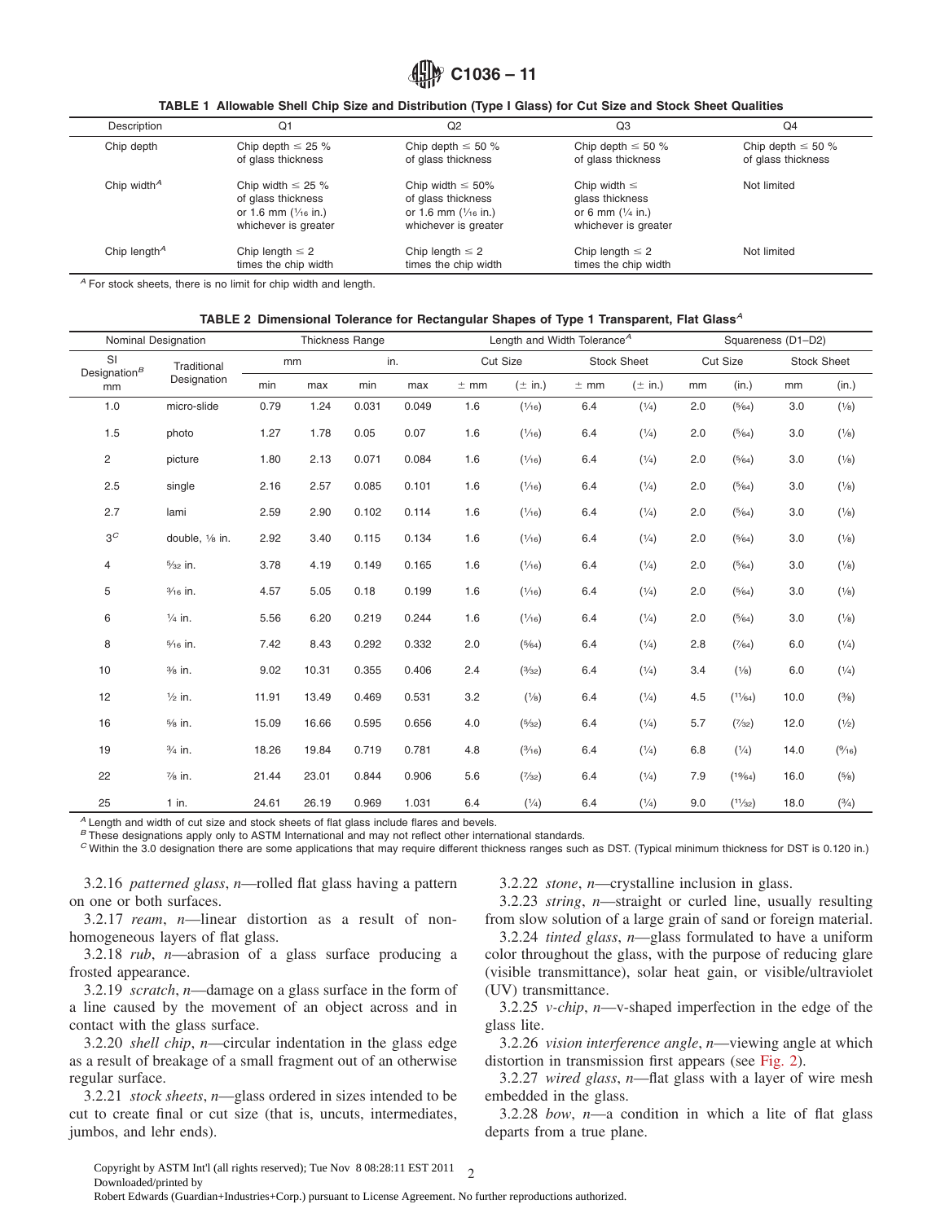**TABLE 1 Allowable Shell Chip Size and Distribution (Type I Glass) for Cut Size and Stock Sheet Qualities**

| Description | Q1 | Q2 | Q3 | Q4 |
|---|---|---|---|---|
| Chip depth | Chip depth ≤ 25 % of glass thickness | Chip depth ≤ 50 % of glass thickness | Chip depth ≤ 50 % of glass thickness | Chip depth ≤ 50 % of glass thickness |
| Chip width[A] | Chip width ≤ 25 % of glass thickness or 1.6 mm (1⁄16 in.) whichever is greater | Chip width ≤ 50% of glass thickness or 1.6 mm (1⁄16 in.) whichever is greater | Chip width ≤ glass thickness or 6 mm (1⁄4 in.) whichever is greater | Not limited |
| Chip length[A] | Chip length ≤ 2 times the chip width | Chip length ≤ 2 times the chip width | Chip length ≤ 2 times the chip width | Not limited |

[A] For stock sheets, there is no limit for chip width and length.

**TABLE 2 Dimensional Tolerance for Rectangular Shapes of Type 1 Transparent, Flat Glass[A]**

| Nominal Designation | | Thickness Range | | | | Length and Width Tolerance[A] | | | | Squareness (D1–D2) | | | |
|---|---|---|---|---|---|---|---|---|---|---|---|---|---|
| SI Designation[B] mm | Traditional Designation | mm | | in. | | Cut Size | | Stock Sheet | | Cut Size | | Stock Sheet | |
| | | min | max | min | max | ± mm | (± in.) | ± mm | (± in.) | mm | (in.) | mm | (in.) |
| 1.0 | micro-slide | 0.79 | 1.24 | 0.031 | 0.049 | 1.6 | (1⁄16) | 6.4 | (1⁄4) | 2.0 | (5⁄64) | 3.0 | (1⁄8) |
| 1.5 | photo | 1.27 | 1.78 | 0.05 | 0.07 | 1.6 | (1⁄16) | 6.4 | (1⁄4) | 2.0 | (5⁄64) | 3.0 | (1⁄8) |
| 2 | picture | 1.80 | 2.13 | 0.071 | 0.084 | 1.6 | (1⁄16) | 6.4 | (1⁄4) | 2.0 | (5⁄64) | 3.0 | (1⁄8) |
| 2.5 | single | 2.16 | 2.57 | 0.085 | 0.101 | 1.6 | (1⁄16) | 6.4 | (1⁄4) | 2.0 | (5⁄64) | 3.0 | (1⁄8) |
| 2.7 | lami | 2.59 | 2.90 | 0.102 | 0.114 | 1.6 | (1⁄16) | 6.4 | (1⁄4) | 2.0 | (5⁄64) | 3.0 | (1⁄8) |
| 3[C] | double, 1⁄8 in. | 2.92 | 3.40 | 0.115 | 0.134 | 1.6 | (1⁄16) | 6.4 | (1⁄4) | 2.0 | (5⁄64) | 3.0 | (1⁄8) |
| 4 | 5⁄32 in. | 3.78 | 4.19 | 0.149 | 0.165 | 1.6 | (1⁄16) | 6.4 | (1⁄4) | 2.0 | (5⁄64) | 3.0 | (1⁄8) |
| 5 | 3⁄16 in. | 4.57 | 5.05 | 0.18 | 0.199 | 1.6 | (1⁄16) | 6.4 | (1⁄4) | 2.0 | (5⁄64) | 3.0 | (1⁄8) |
| 6 | 1⁄4 in. | 5.56 | 6.20 | 0.219 | 0.244 | 1.6 | (1⁄16) | 6.4 | (1⁄4) | 2.0 | (5⁄64) | 3.0 | (1⁄8) |
| 8 | 5⁄16 in. | 7.42 | 8.43 | 0.292 | 0.332 | 2.0 | (5⁄64) | 6.4 | (1⁄4) | 2.8 | (7⁄64) | 6.0 | (1⁄4) |
| 10 | 3⁄8 in. | 9.02 | 10.31 | 0.355 | 0.406 | 2.4 | (3⁄32) | 6.4 | (1⁄4) | 3.4 | (1⁄8) | 6.0 | (1⁄4) |
| 12 | 1⁄2 in. | 11.91 | 13.49 | 0.469 | 0.531 | 3.2 | (1⁄8) | 6.4 | (1⁄4) | 4.5 | (11⁄64) | 10.0 | (3⁄8) |
| 16 | 5⁄8 in. | 15.09 | 16.66 | 0.595 | 0.656 | 4.0 | (5⁄32) | 6.4 | (1⁄4) | 5.7 | (7⁄32) | 12.0 | (1⁄2) |
| 19 | 3⁄4 in. | 18.26 | 19.84 | 0.719 | 0.781 | 4.8 | (3⁄16) | 6.4 | (1⁄4) | 6.8 | (1⁄4) | 14.0 | (9⁄16) |
| 22 | 7⁄8 in. | 21.44 | 23.01 | 0.844 | 0.906 | 5.6 | (7⁄32) | 6.4 | (1⁄4) | 7.9 | (19⁄64) | 16.0 | (5⁄8) |
| 25 | 1 in. | 24.61 | 26.19 | 0.969 | 1.031 | 6.4 | (1⁄4) | 6.4 | (1⁄4) | 9.0 | (11⁄32) | 18.0 | (3⁄4) |

[A] Length and width of cut size and stock sheets of flat glass include flares and bevels.
[B] These designations apply only to ASTM International and may not reflect other international standards.
[C] Within the 3.0 designation there are some applications that may require different thickness ranges such as DST. (Typical minimum thickness for DST is 0.120 in.)

3.2.16 *patterned glass*, *n*—rolled flat glass having a pattern on one or both surfaces.

3.2.17 *ream*, *n*—linear distortion as a result of non-homogeneous layers of flat glass.

3.2.18 *rub*, *n*—abrasion of a glass surface producing a frosted appearance.

3.2.19 *scratch*, *n*—damage on a glass surface in the form of a line caused by the movement of an object across and in contact with the glass surface.

3.2.20 *shell chip*, *n*—circular indentation in the glass edge as a result of breakage of a small fragment out of an otherwise regular surface.

3.2.21 *stock sheets*, *n*—glass ordered in sizes intended to be cut to create final or cut size (that is, uncuts, intermediates, jumbos, and lehr ends).

3.2.22 *stone*, *n*—crystalline inclusion in glass.

3.2.23 *string*, *n*—straight or curled line, usually resulting from slow solution of a large grain of sand or foreign material.

3.2.24 *tinted glass*, *n*—glass formulated to have a uniform color throughout the glass, with the purpose of reducing glare (visible transmittance), solar heat gain, or visible/ultraviolet (UV) transmittance.

3.2.25 *v-chip*, *n*—v-shaped imperfection in the edge of the glass lite.

3.2.26 *vision interference angle*, *n*—viewing angle at which distortion in transmission first appears (see Fig. 2).

3.2.27 *wired glass*, *n*—flat glass with a layer of wire mesh embedded in the glass.

3.2.28 *bow*, *n*—a condition in which a lite of flat glass departs from a true plane.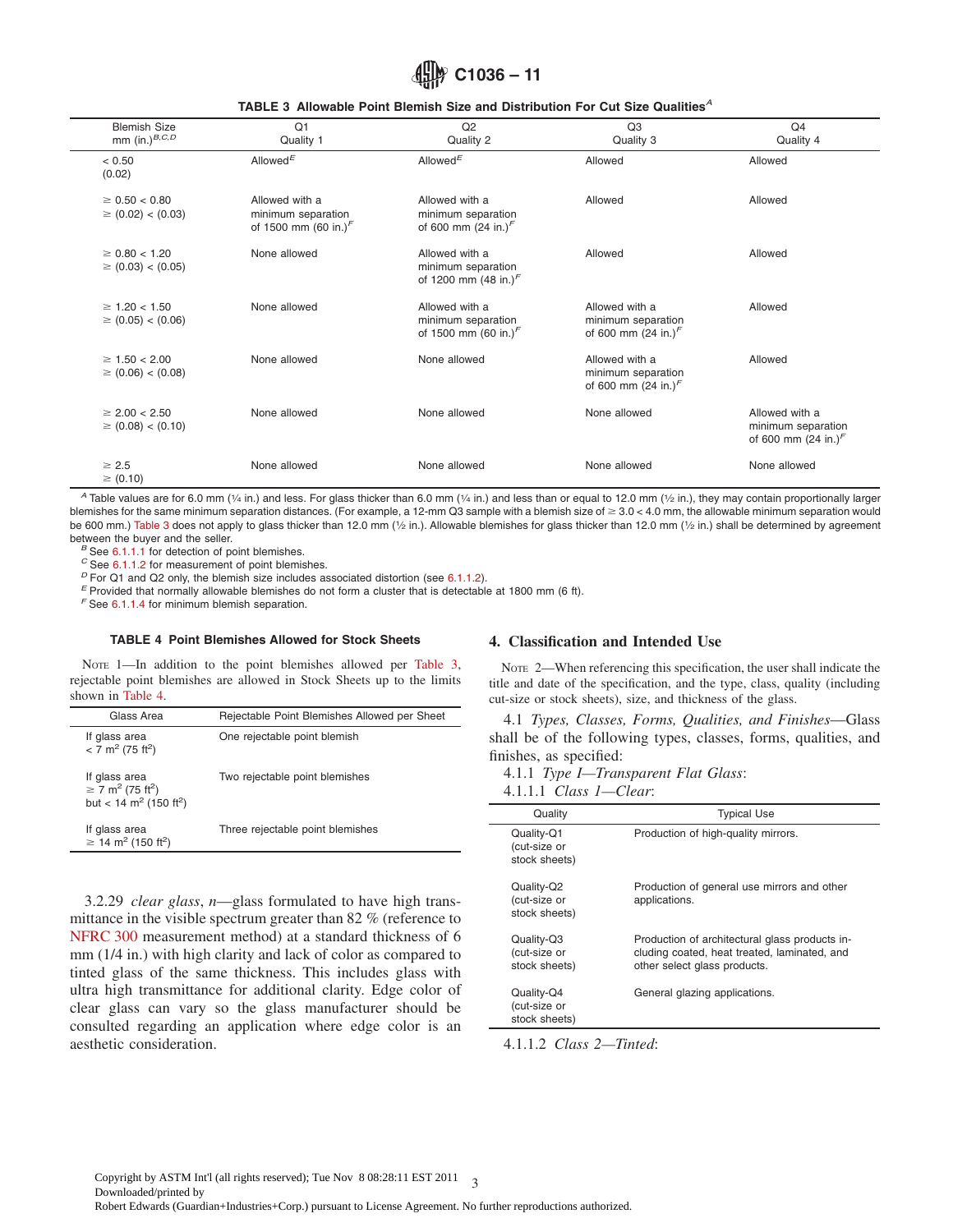**TABLE 3 Allowable Point Blemish Size and Distribution For Cut Size Qualities**[A]

| Blemish Size mm (in.)[B,C,D] | Q1 Quality 1 | Q2 Quality 2 | Q3 Quality 3 | Q4 Quality 4 |
|---|---|---|---|---|
| < 0.50 (0.02) | Allowed[E] | Allowed[E] | Allowed | Allowed |
| ≥ 0.50 < 0.80 ≥ (0.02) < (0.03) | Allowed with a minimum separation of 1500 mm (60 in.)[F] | Allowed with a minimum separation of 600 mm (24 in.)[F] | Allowed | Allowed |
| ≥ 0.80 < 1.20 ≥ (0.03) < (0.05) | None allowed | Allowed with a minimum separation of 1200 mm (48 in.)[F] | Allowed | Allowed |
| ≥ 1.20 < 1.50 ≥ (0.05) < (0.06) | None allowed | Allowed with a minimum separation of 1500 mm (60 in.)[F] | Allowed with a minimum separation of 600 mm (24 in.)[F] | Allowed |
| ≥ 1.50 < 2.00 ≥ (0.06) < (0.08) | None allowed | None allowed | Allowed with a minimum separation of 600 mm (24 in.)[F] | Allowed |
| ≥ 2.00 < 2.50 ≥ (0.08) < (0.10) | None allowed | None allowed | None allowed | Allowed with a minimum separation of 600 mm (24 in.)[F] |
| ≥ 2.5 ≥ (0.10) | None allowed | None allowed | None allowed | None allowed |

[A] Table values are for 6.0 mm (¼ in.) and less. For glass thicker than 6.0 mm (¼ in.) and less than or equal to 12.0 mm (½ in.), they may contain proportionally larger blemishes for the same minimum separation distances. (For example, a 12-mm Q3 sample with a blemish size of ≥ 3.0 < 4.0 mm, the allowable minimum separation would be 600 mm.) Table 3 does not apply to glass thicker than 12.0 mm (½ in.). Allowable blemishes for glass thicker than 12.0 mm (½ in.) shall be determined by agreement between the buyer and the seller.

[B] See 6.1.1.1 for detection of point blemishes.

[C] See 6.1.1.2 for measurement of point blemishes.

[D] For Q1 and Q2 only, the blemish size includes associated distortion (see 6.1.1.2).

[E] Provided that normally allowable blemishes do not form a cluster that is detectable at 1800 mm (6 ft).

[F] See 6.1.1.4 for minimum blemish separation.

**TABLE 4 Point Blemishes Allowed for Stock Sheets**

NOTE 1—In addition to the point blemishes allowed per Table 3, rejectable point blemishes are allowed in Stock Sheets up to the limits shown in Table 4.

| Glass Area | Rejectable Point Blemishes Allowed per Sheet |
|---|---|
| If glass area < 7 $m^2$ (75 $ft^2$) | One rejectable point blemish |
| If glass area ≥ 7 $m^2$ (75 $ft^2$) but < 14 $m^2$ (150 $ft^2$) | Two rejectable point blemishes |
| If glass area ≥ 14 $m^2$ (150 $ft^2$) | Three rejectable point blemishes |

3.2.29 *clear glass*, *n*—glass formulated to have high transmittance in the visible spectrum greater than 82 % (reference to NFRC 300 measurement method) at a standard thickness of 6 mm (1/4 in.) with high clarity and lack of color as compared to tinted glass of the same thickness. This includes glass with ultra high transmittance for additional clarity. Edge color of clear glass can vary so the glass manufacturer should be consulted regarding an application where edge color is an aesthetic consideration.

## 4. Classification and Intended Use

NOTE 2—When referencing this specification, the user shall indicate the title and date of the specification, and the type, class, quality (including cut-size or stock sheets), size, and thickness of the glass.

4.1 *Types, Classes, Forms, Qualities, and Finishes*—Glass shall be of the following types, classes, forms, qualities, and finishes, as specified:

4.1.1 *Type I—Transparent Flat Glass*:

4.1.1.1 *Class 1—Clear*:

| Quality | Typical Use |
|---|---|
| Quality-Q1 (cut-size or stock sheets) | Production of high-quality mirrors. |
| Quality-Q2 (cut-size or stock sheets) | Production of general use mirrors and other applications. |
| Quality-Q3 (cut-size or stock sheets) | Production of architectural glass products including coated, heat treated, laminated, and other select glass products. |
| Quality-Q4 (cut-size or stock sheets) | General glazing applications. |

4.1.1.2 *Class 2—Tinted*: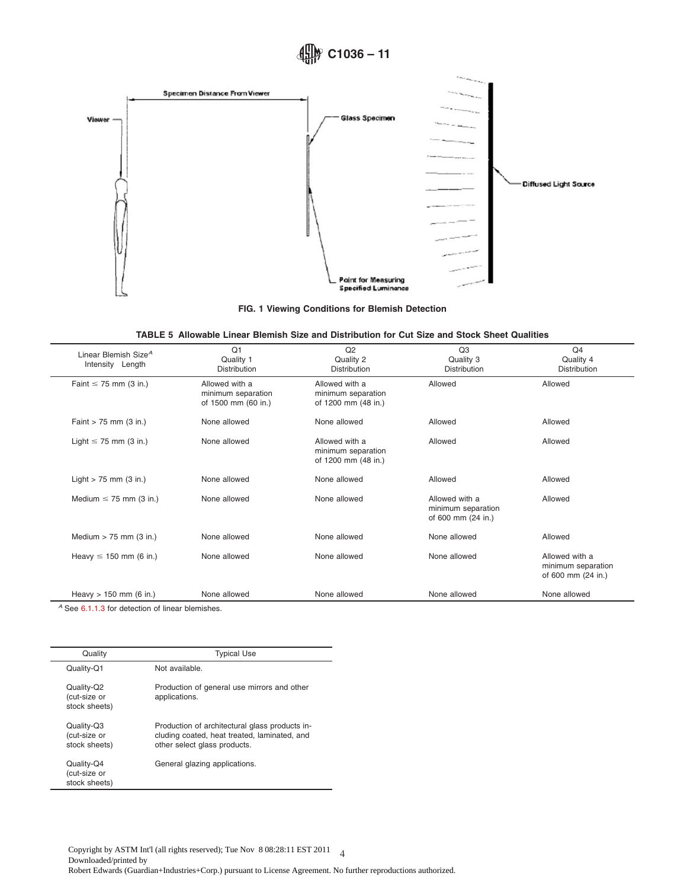FIG. 1 Viewing Conditions for Blemish Detection

**TABLE 5 Allowable Linear Blemish Size and Distribution for Cut Size and Stock Sheet Qualities**

| Linear Blemish Size[A] Intensity Length | Q1 Quality 1 Distribution | Q2 Quality 2 Distribution | Q3 Quality 3 Distribution | Q4 Quality 4 Distribution |
|---|---|---|---|---|
| Faint ≤ 75 mm (3 in.) | Allowed with a minimum separation of 1500 mm (60 in.) | Allowed with a minimum separation of 1200 mm (48 in.) | Allowed | Allowed |
| Faint > 75 mm (3 in.) | None allowed | None allowed | Allowed | Allowed |
| Light ≤ 75 mm (3 in.) | None allowed | Allowed with a minimum separation of 1200 mm (48 in.) | Allowed | Allowed |
| Light > 75 mm (3 in.) | None allowed | None allowed | Allowed | Allowed |
| Medium ≤ 75 mm (3 in.) | None allowed | None allowed | Allowed with a minimum separation of 600 mm (24 in.) | Allowed |
| Medium > 75 mm (3 in.) | None allowed | None allowed | None allowed | Allowed |
| Heavy ≤ 150 mm (6 in.) | None allowed | None allowed | None allowed | Allowed with a minimum separation of 600 mm (24 in.) |
| Heavy > 150 mm (6 in.) | None allowed | None allowed | None allowed | None allowed |

[A] See 6.1.1.3 for detection of linear blemishes.

| Quality | Typical Use |
|---|---|
| Quality-Q1 | Not available. |
| Quality-Q2 (cut-size or stock sheets) | Production of general use mirrors and other applications. |
| Quality-Q3 (cut-size or stock sheets) | Production of architectural glass products including coated, heat treated, laminated, and other select glass products. |
| Quality-Q4 (cut-size or stock sheets) | General glazing applications. |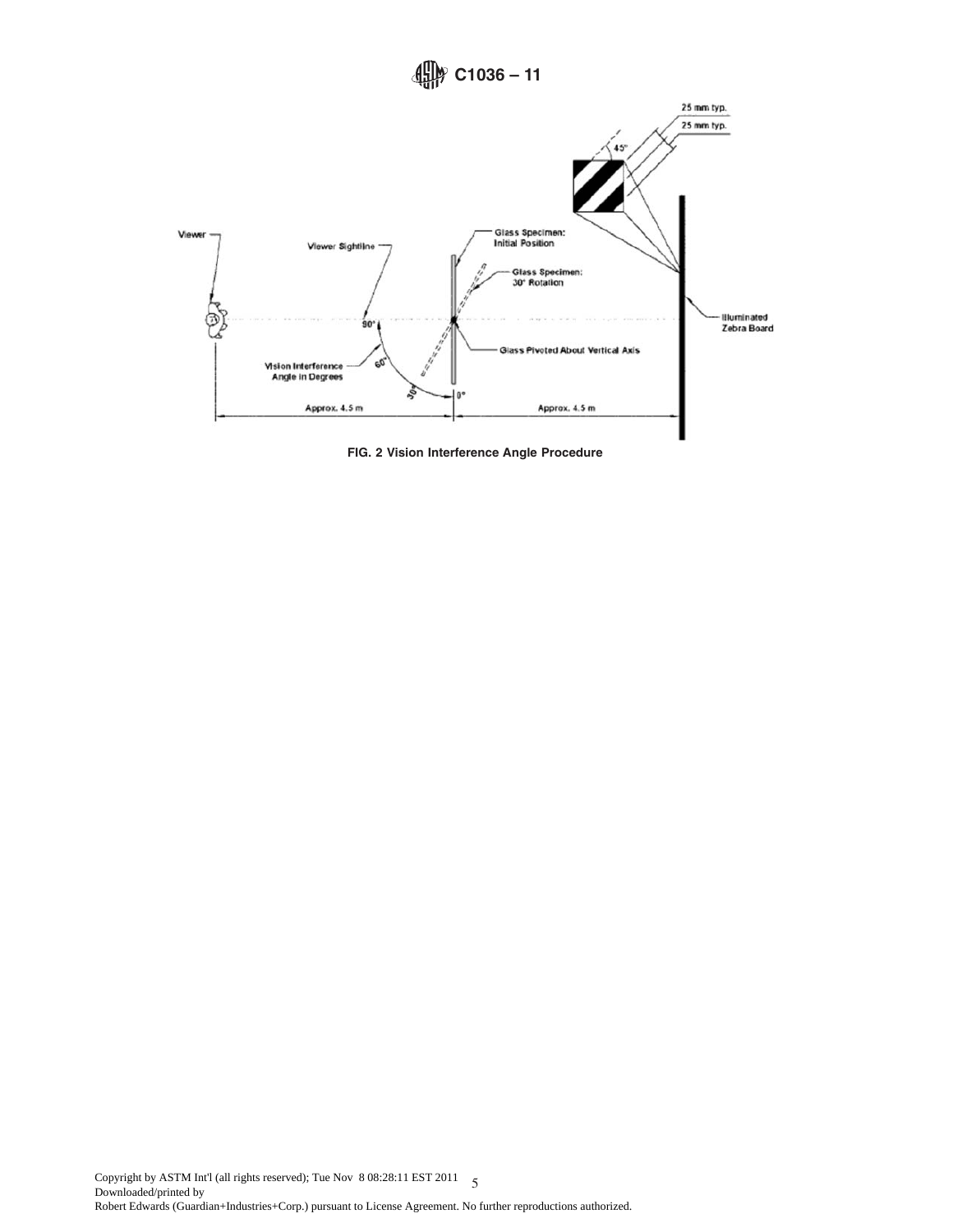FIG. 2 Vision Interference Angle Procedure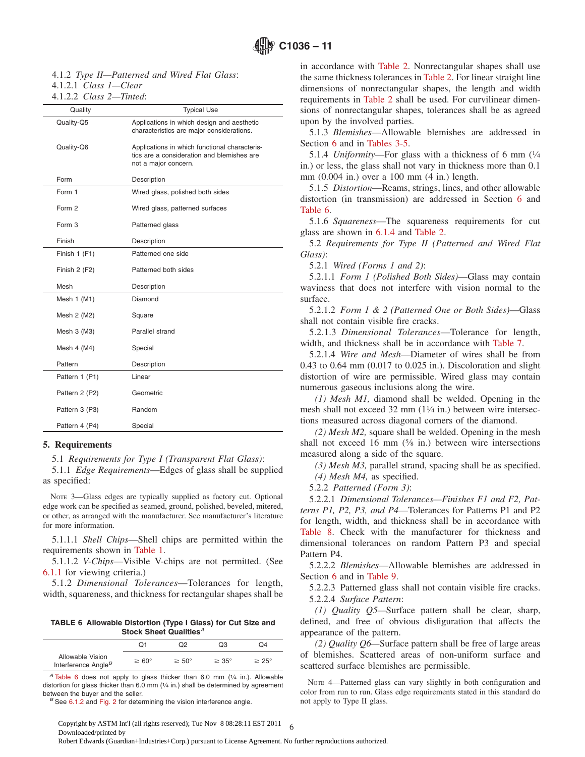4.1.2 *Type II—Patterned and Wired Flat Glass*:

4.1.2.1 *Class 1—Clear*

4.1.2.2 *Class 2—Tinted*:

| Quality | Typical Use |
|---|---|
| Quality-Q5 | Applications in which design and aesthetic characteristics are major considerations. |
| Quality-Q6 | Applications in which functional characteristics are a consideration and blemishes are not a major concern. |
| **Form** | **Description** |
| Form 1 | Wired glass, polished both sides |
| Form 2 | Wired glass, patterned surfaces |
| Form 3 | Patterned glass |
| **Finish** | **Description** |
| Finish 1 (F1) | Patterned one side |
| Finish 2 (F2) | Patterned both sides |
| **Mesh** | **Description** |
| Mesh 1 (M1) | Diamond |
| Mesh 2 (M2) | Square |
| Mesh 3 (M3) | Parallel strand |
| Mesh 4 (M4) | Special |
| **Pattern** | **Description** |
| Pattern 1 (P1) | Linear |
| Pattern 2 (P2) | Geometric |
| Pattern 3 (P3) | Random |
| Pattern 4 (P4) | Special |

## 5. Requirements

5.1 *Requirements for Type I (Transparent Flat Glass)*:

5.1.1 *Edge Requirements*—Edges of glass shall be supplied as specified:

NOTE 3—Glass edges are typically supplied as factory cut. Optional edge work can be specified as seamed, ground, polished, beveled, mitered, or other, as arranged with the manufacturer. See manufacturer's literature for more information.

5.1.1.1 *Shell Chips*—Shell chips are permitted within the requirements shown in Table 1.

5.1.1.2 *V-Chips*—Visible V-chips are not permitted. (See 6.1.1 for viewing criteria.)

5.1.2 *Dimensional Tolerances*—Tolerances for length, width, squareness, and thickness for rectangular shapes shall be in accordance with Table 2. Nonrectangular shapes shall use the same thickness tolerances in Table 2. For linear straight line dimensions of nonrectangular shapes, the length and width requirements in Table 2 shall be used. For curvilinear dimensions of nonrectangular shapes, tolerances shall be as agreed upon by the involved parties.

5.1.3 *Blemishes*—Allowable blemishes are addressed in Section 6 and in Tables 3-5.

5.1.4 *Uniformity*—For glass with a thickness of 6 mm (¼ in.) or less, the glass shall not vary in thickness more than 0.1 mm (0.004 in.) over a 100 mm (4 in.) length.

5.1.5 *Distortion*—Reams, strings, lines, and other allowable distortion (in transmission) are addressed in Section 6 and Table 6.

5.1.6 *Squareness*—The squareness requirements for cut glass are shown in 6.1.4 and Table 2.

5.2 *Requirements for Type II (Patterned and Wired Flat Glass)*:

5.2.1 *Wired (Forms 1 and 2)*:

5.2.1.1 *Form 1 (Polished Both Sides)*—Glass may contain waviness that does not interfere with vision normal to the surface.

5.2.1.2 *Form 1 & 2 (Patterned One or Both Sides)*—Glass shall not contain visible fire cracks.

5.2.1.3 *Dimensional Tolerances*—Tolerance for length, width, and thickness shall be in accordance with Table 7.

5.2.1.4 *Wire and Mesh*—Diameter of wires shall be from 0.43 to 0.64 mm (0.017 to 0.025 in.). Discoloration and slight distortion of wire are permissible. Wired glass may contain numerous gaseous inclusions along the wire.

*(1) Mesh M1,* diamond shall be welded. Opening in the mesh shall not exceed 32 mm (1¼ in.) between wire intersections measured across diagonal corners of the diamond.

*(2) Mesh M2,* square shall be welded. Opening in the mesh shall not exceed 16 mm (⅝ in.) between wire intersections measured along a side of the square.

*(3) Mesh M3,* parallel strand, spacing shall be as specified.

*(4) Mesh M4,* as specified.

5.2.2 *Patterned (Form 3)*:

5.2.2.1 *Dimensional Tolerances—Finishes F1 and F2, Patterns P1, P2, P3, and P4*—Tolerances for Patterns P1 and P2 for length, width, and thickness shall be in accordance with Table 8. Check with the manufacturer for thickness and dimensional tolerances on random Pattern P3 and special Pattern P4.

5.2.2.2 *Blemishes*—Allowable blemishes are addressed in Section 6 and in Table 9.

5.2.2.3 Patterned glass shall not contain visible fire cracks.

5.2.2.4 *Surface Pattern*:

*(1) Quality Q5*—Surface pattern shall be clear, sharp, defined, and free of obvious disfiguration that affects the appearance of the pattern.

*(2) Quality Q6*—Surface pattern shall be free of large areas of blemishes. Scattered areas of non-uniform surface and scattered surface blemishes are permissible.

NOTE 4—Patterned glass can vary slightly in both configuration and color from run to run. Glass edge requirements stated in this standard do not apply to Type II glass.

**TABLE 6 Allowable Distortion (Type I Glass) for Cut Size and Stock Sheet Qualities[A]**

| | Q1 | Q2 | Q3 | Q4 |
|---|---|---|---|---|
| Allowable Vision Interference Angle[B] | ≥ 60° | ≥ 50° | ≥ 35° | ≥ 25° |

[A] Table 6 does not apply to glass thicker than 6.0 mm (¼ in.). Allowable distortion for glass thicker than 6.0 mm (¼ in.) shall be determined by agreement between the buyer and the seller.

[B] See 6.1.2 and Fig. 2 for determining the vision interference angle.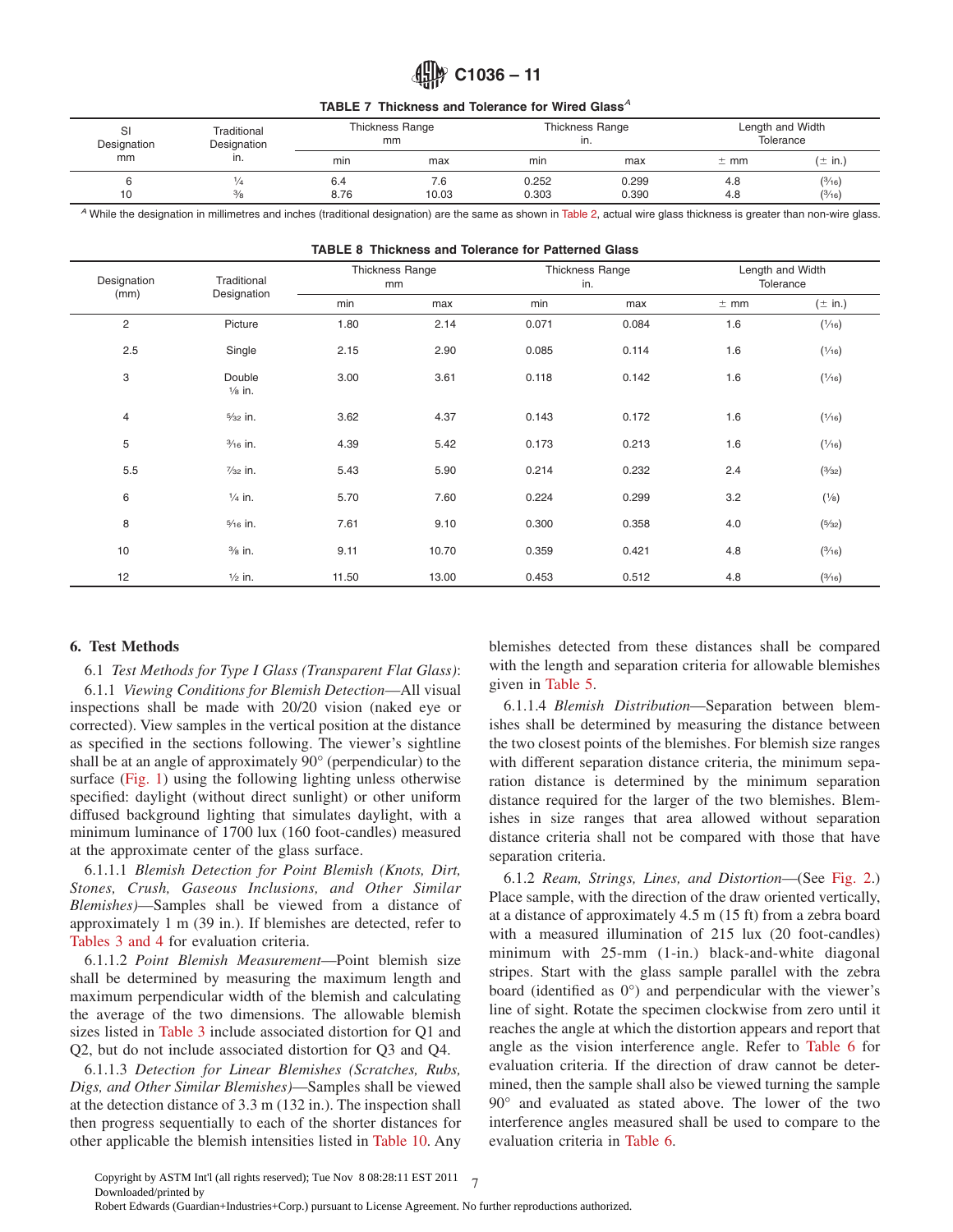**TABLE 7 Thickness and Tolerance for Wired Glass**[A]

| SI Designation mm | Traditional Designation in. | Thickness Range mm | | Thickness Range in. | | Length and Width Tolerance | |
|---|---|---|---|---|---|---|---|
| | | min | max | min | max | ± mm | (± in.) |
| 6 | ¼ | 6.4 | 7.6 | 0.252 | 0.299 | 4.8 | (3⁄16) |
| 10 | ⅜ | 8.76 | 10.03 | 0.303 | 0.390 | 4.8 | (3⁄16) |

[A] While the designation in millimetres and inches (traditional designation) are the same as shown in Table 2, actual wire glass thickness is greater than non-wire glass.

**TABLE 8 Thickness and Tolerance for Patterned Glass**

| Designation (mm) | Traditional Designation | Thickness Range mm | | Thickness Range in. | | Length and Width Tolerance | |
|---|---|---|---|---|---|---|---|
| | | min | max | min | max | ± mm | (± in.) |
| 2 | Picture | 1.80 | 2.14 | 0.071 | 0.084 | 1.6 | (1⁄16) |
| 2.5 | Single | 2.15 | 2.90 | 0.085 | 0.114 | 1.6 | (1⁄16) |
| 3 | Double ⅛ in. | 3.00 | 3.61 | 0.118 | 0.142 | 1.6 | (1⁄16) |
| 4 | 5⁄32 in. | 3.62 | 4.37 | 0.143 | 0.172 | 1.6 | (1⁄16) |
| 5 | 3⁄16 in. | 4.39 | 5.42 | 0.173 | 0.213 | 1.6 | (1⁄16) |
| 5.5 | 7⁄32 in. | 5.43 | 5.90 | 0.214 | 0.232 | 2.4 | (3⁄32) |
| 6 | ¼ in. | 5.70 | 7.60 | 0.224 | 0.299 | 3.2 | (⅛) |
| 8 | 5⁄16 in. | 7.61 | 9.10 | 0.300 | 0.358 | 4.0 | (5⁄32) |
| 10 | ⅜ in. | 9.11 | 10.70 | 0.359 | 0.421 | 4.8 | (3⁄16) |
| 12 | ½ in. | 11.50 | 13.00 | 0.453 | 0.512 | 4.8 | (3⁄16) |

## 6. Test Methods

6.1 *Test Methods for Type I Glass (Transparent Flat Glass)*:

6.1.1 *Viewing Conditions for Blemish Detection*—All visual inspections shall be made with 20/20 vision (naked eye or corrected). View samples in the vertical position at the distance as specified in the sections following. The viewer's sightline shall be at an angle of approximately 90° (perpendicular) to the surface (Fig. 1) using the following lighting unless otherwise specified: daylight (without direct sunlight) or other uniform diffused background lighting that simulates daylight, with a minimum luminance of 1700 lux (160 foot-candles) measured at the approximate center of the glass surface.

6.1.1.1 *Blemish Detection for Point Blemish (Knots, Dirt, Stones, Crush, Gaseous Inclusions, and Other Similar Blemishes)*—Samples shall be viewed from a distance of approximately 1 m (39 in.). If blemishes are detected, refer to Tables 3 and 4 for evaluation criteria.

6.1.1.2 *Point Blemish Measurement*—Point blemish size shall be determined by measuring the maximum length and maximum perpendicular width of the blemish and calculating the average of the two dimensions. The allowable blemish sizes listed in Table 3 include associated distortion for Q1 and Q2, but do not include associated distortion for Q3 and Q4.

6.1.1.3 *Detection for Linear Blemishes (Scratches, Rubs, Digs, and Other Similar Blemishes)*—Samples shall be viewed at the detection distance of 3.3 m (132 in.). The inspection shall then progress sequentially to each of the shorter distances for other applicable the blemish intensities listed in Table 10. Any blemishes detected from these distances shall be compared with the length and separation criteria for allowable blemishes given in Table 5.

6.1.1.4 *Blemish Distribution*—Separation between blemishes shall be determined by measuring the distance between the two closest points of the blemishes. For blemish size ranges with different separation distance criteria, the minimum separation distance is determined by the minimum separation distance required for the larger of the two blemishes. Blemishes in size ranges that area allowed without separation distance criteria shall not be compared with those that have separation criteria.

6.1.2 *Ream, Strings, Lines, and Distortion*—(See Fig. 2.) Place sample, with the direction of the draw oriented vertically, at a distance of approximately 4.5 m (15 ft) from a zebra board with a measured illumination of 215 lux (20 foot-candles) minimum with 25-mm (1-in.) black-and-white diagonal stripes. Start with the glass sample parallel with the zebra board (identified as 0°) and perpendicular with the viewer's line of sight. Rotate the specimen clockwise from zero until it reaches the angle at which the distortion appears and report that angle as the vision interference angle. Refer to Table 6 for evaluation criteria. If the direction of draw cannot be determined, then the sample shall also be viewed turning the sample 90° and evaluated as stated above. The lower of the two interference angles measured shall be used to compare to the evaluation criteria in Table 6.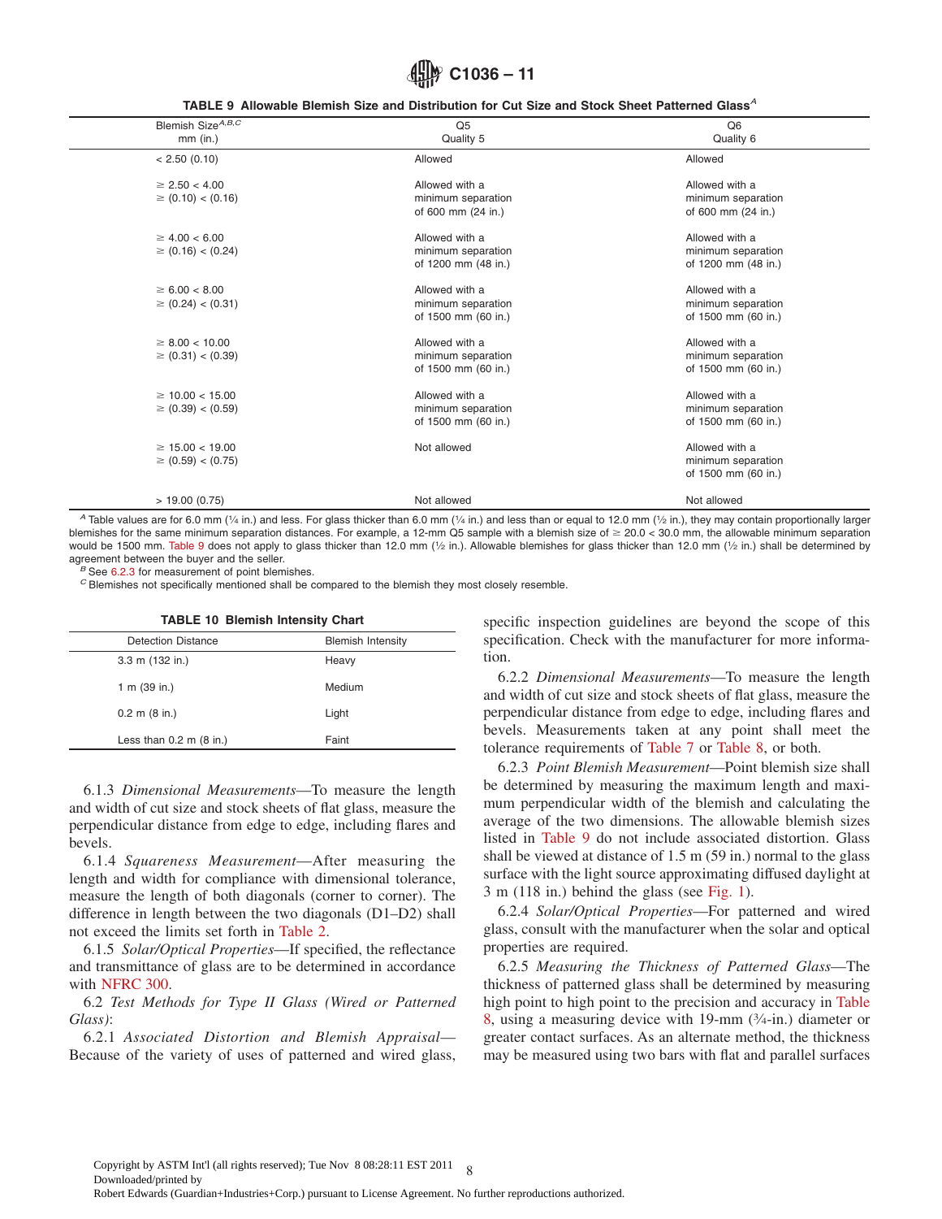**TABLE 9 Allowable Blemish Size and Distribution for Cut Size and Stock Sheet Patterned Glass**[A]

| Blemish Size[A,B,C] mm (in.) | Q5 Quality 5 | Q6 Quality 6 |
|---|---|---|
| < 2.50 (0.10) | Allowed | Allowed |
| ≥ 2.50 < 4.00 ≥ (0.10) < (0.16) | Allowed with a minimum separation of 600 mm (24 in.) | Allowed with a minimum separation of 600 mm (24 in.) |
| ≥ 4.00 < 6.00 ≥ (0.16) < (0.24) | Allowed with a minimum separation of 1200 mm (48 in.) | Allowed with a minimum separation of 1200 mm (48 in.) |
| ≥ 6.00 < 8.00 ≥ (0.24) < (0.31) | Allowed with a minimum separation of 1500 mm (60 in.) | Allowed with a minimum separation of 1500 mm (60 in.) |
| ≥ 8.00 < 10.00 ≥ (0.31) < (0.39) | Allowed with a minimum separation of 1500 mm (60 in.) | Allowed with a minimum separation of 1500 mm (60 in.) |
| ≥ 10.00 < 15.00 ≥ (0.39) < (0.59) | Allowed with a minimum separation of 1500 mm (60 in.) | Allowed with a minimum separation of 1500 mm (60 in.) |
| ≥ 15.00 < 19.00 ≥ (0.59) < (0.75) | Not allowed | Allowed with a minimum separation of 1500 mm (60 in.) |
| > 19.00 (0.75) | Not allowed | Not allowed |

[A] Table values are for 6.0 mm (¼ in.) and less. For glass thicker than 6.0 mm (¼ in.) and less than or equal to 12.0 mm (½ in.), they may contain proportionally larger blemishes for the same minimum separation distances. For example, a 12-mm Q5 sample with a blemish size of ≥ 20.0 < 30.0 mm, the allowable minimum separation would be 1500 mm. Table 9 does not apply to glass thicker than 12.0 mm (½ in.). Allowable blemishes for glass thicker than 12.0 mm (½ in.) shall be determined by agreement between the buyer and the seller.

[B] See 6.2.3 for measurement of point blemishes.

[C] Blemishes not specifically mentioned shall be compared to the blemish they most closely resemble.

**TABLE 10 Blemish Intensity Chart**

| Detection Distance | Blemish Intensity |
|---|---|
| 3.3 m (132 in.) | Heavy |
| 1 m (39 in.) | Medium |
| 0.2 m (8 in.) | Light |
| Less than 0.2 m (8 in.) | Faint |

6.1.3 *Dimensional Measurements*—To measure the length and width of cut size and stock sheets of flat glass, measure the perpendicular distance from edge to edge, including flares and bevels.

6.1.4 *Squareness Measurement*—After measuring the length and width for compliance with dimensional tolerance, measure the length of both diagonals (corner to corner). The difference in length between the two diagonals (D1–D2) shall not exceed the limits set forth in Table 2.

6.1.5 *Solar/Optical Properties*—If specified, the reflectance and transmittance of glass are to be determined in accordance with NFRC 300.

6.2 *Test Methods for Type II Glass (Wired or Patterned Glass)*:

6.2.1 *Associated Distortion and Blemish Appraisal*—Because of the variety of uses of patterned and wired glass, specific inspection guidelines are beyond the scope of this specification. Check with the manufacturer for more information.

6.2.2 *Dimensional Measurements*—To measure the length and width of cut size and stock sheets of flat glass, measure the perpendicular distance from edge to edge, including flares and bevels. Measurements taken at any point shall meet the tolerance requirements of Table 7 or Table 8, or both.

6.2.3 *Point Blemish Measurement*—Point blemish size shall be determined by measuring the maximum length and maximum perpendicular width of the blemish and calculating the average of the two dimensions. The allowable blemish sizes listed in Table 9 do not include associated distortion. Glass shall be viewed at distance of 1.5 m (59 in.) normal to the glass surface with the light source approximating diffused daylight at 3 m (118 in.) behind the glass (see Fig. 1).

6.2.4 *Solar/Optical Properties*—For patterned and wired glass, consult with the manufacturer when the solar and optical properties are required.

6.2.5 *Measuring the Thickness of Patterned Glass*—The thickness of patterned glass shall be determined by measuring high point to high point to the precision and accuracy in Table 8, using a measuring device with 19-mm (¾-in.) diameter or greater contact surfaces. As an alternate method, the thickness may be measured using two bars with flat and parallel surfaces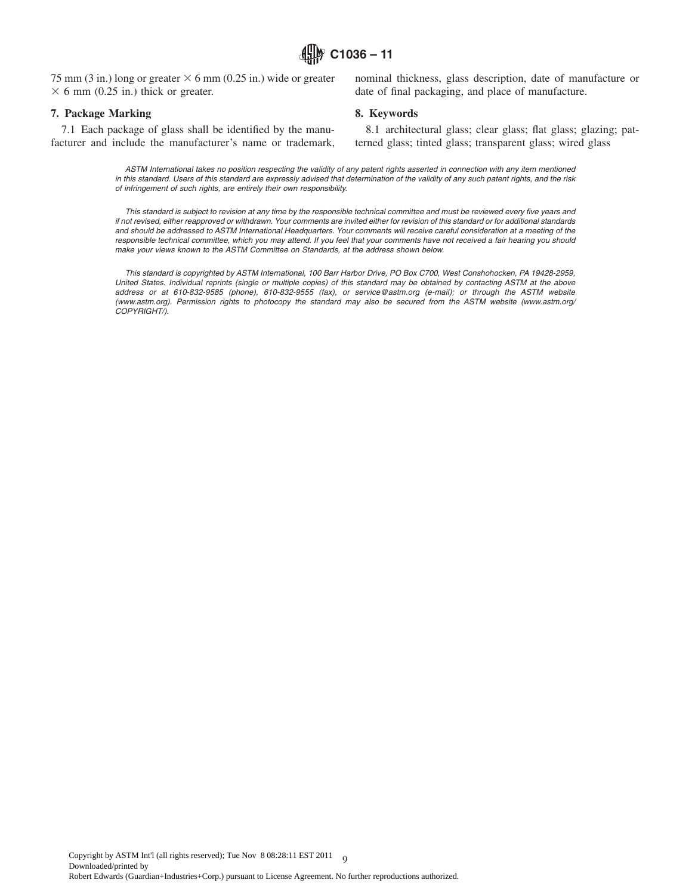75 mm (3 in.) long or greater × 6 mm (0.25 in.) wide or greater × 6 mm (0.25 in.) thick or greater.

## 7. Package Marking

7.1 Each package of glass shall be identified by the manufacturer and include the manufacturer's name or trademark, nominal thickness, glass description, date of manufacture or date of final packaging, and place of manufacture.

## 8. Keywords

8.1 architectural glass; clear glass; flat glass; glazing; patterned glass; tinted glass; transparent glass; wired glass

*ASTM International takes no position respecting the validity of any patent rights asserted in connection with any item mentioned in this standard. Users of this standard are expressly advised that determination of the validity of any such patent rights, and the risk of infringement of such rights, are entirely their own responsibility.*

*This standard is subject to revision at any time by the responsible technical committee and must be reviewed every five years and if not revised, either reapproved or withdrawn. Your comments are invited either for revision of this standard or for additional standards and should be addressed to ASTM International Headquarters. Your comments will receive careful consideration at a meeting of the responsible technical committee, which you may attend. If you feel that your comments have not received a fair hearing you should make your views known to the ASTM Committee on Standards, at the address shown below.*

*This standard is copyrighted by ASTM International, 100 Barr Harbor Drive, PO Box C700, West Conshohocken, PA 19428-2959, United States. Individual reprints (single or multiple copies) of this standard may be obtained by contacting ASTM at the above address or at 610-832-9585 (phone), 610-832-9555 (fax), or service@astm.org (e-mail); or through the ASTM website (www.astm.org). Permission rights to photocopy the standard may also be secured from the ASTM website (www.astm.org/COPYRIGHT/).*